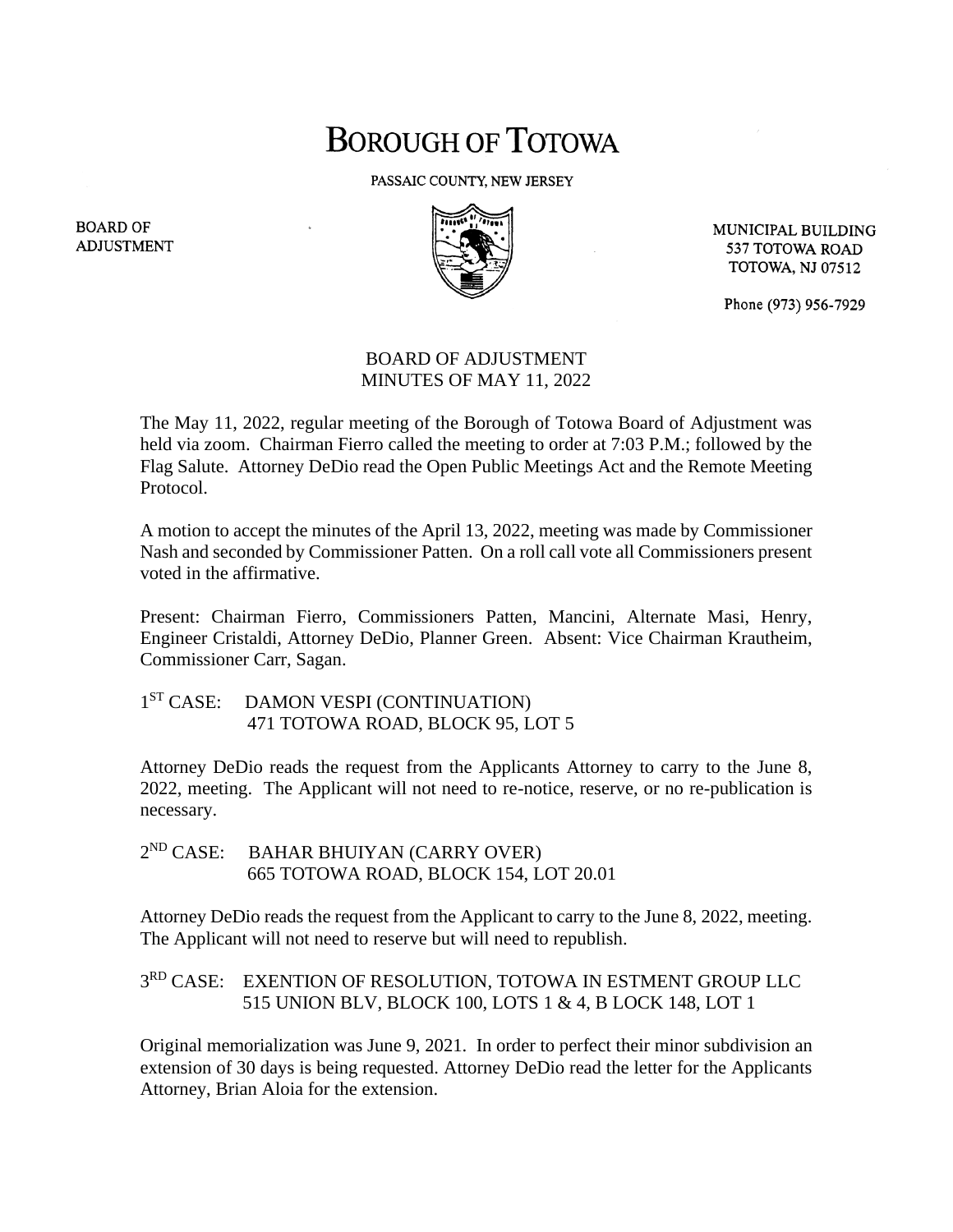# BOROUGH OF TOTOWA

PASSAIC COUNTY, NEW JERSEY

BOARD OF ADJUSTMENT

MUNICIPAL BUILDING
537 TOTOWA ROAD
TOTOWA, NJ 07512

Phone (973) 956-7929

## BOARD OF ADJUSTMENT
## MINUTES OF MAY 11, 2022

The May 11, 2022, regular meeting of the Borough of Totowa Board of Adjustment was held via zoom. Chairman Fierro called the meeting to order at 7:03 P.M.; followed by the Flag Salute. Attorney DeDio read the Open Public Meetings Act and the Remote Meeting Protocol.

A motion to accept the minutes of the April 13, 2022, meeting was made by Commissioner Nash and seconded by Commissioner Patten. On a roll call vote all Commissioners present voted in the affirmative.

Present: Chairman Fierro, Commissioners Patten, Mancini, Alternate Masi, Henry, Engineer Cristaldi, Attorney DeDio, Planner Green. Absent: Vice Chairman Krautheim, Commissioner Carr, Sagan.

1ST CASE: DAMON VESPI (CONTINUATION)
471 TOTOWA ROAD, BLOCK 95, LOT 5

Attorney DeDio reads the request from the Applicants Attorney to carry to the June 8, 2022, meeting. The Applicant will not need to re-notice, reserve, or no re-publication is necessary.

2ND CASE: BAHAR BHUIYAN (CARRY OVER)
665 TOTOWA ROAD, BLOCK 154, LOT 20.01

Attorney DeDio reads the request from the Applicant to carry to the June 8, 2022, meeting. The Applicant will not need to reserve but will need to republish.

3RD CASE: EXENTION OF RESOLUTION, TOTOWA IN ESTMENT GROUP LLC
515 UNION BLV, BLOCK 100, LOTS 1 & 4, B LOCK 148, LOT 1

Original memorialization was June 9, 2021. In order to perfect their minor subdivision an extension of 30 days is being requested. Attorney DeDio read the letter for the Applicants Attorney, Brian Aloia for the extension.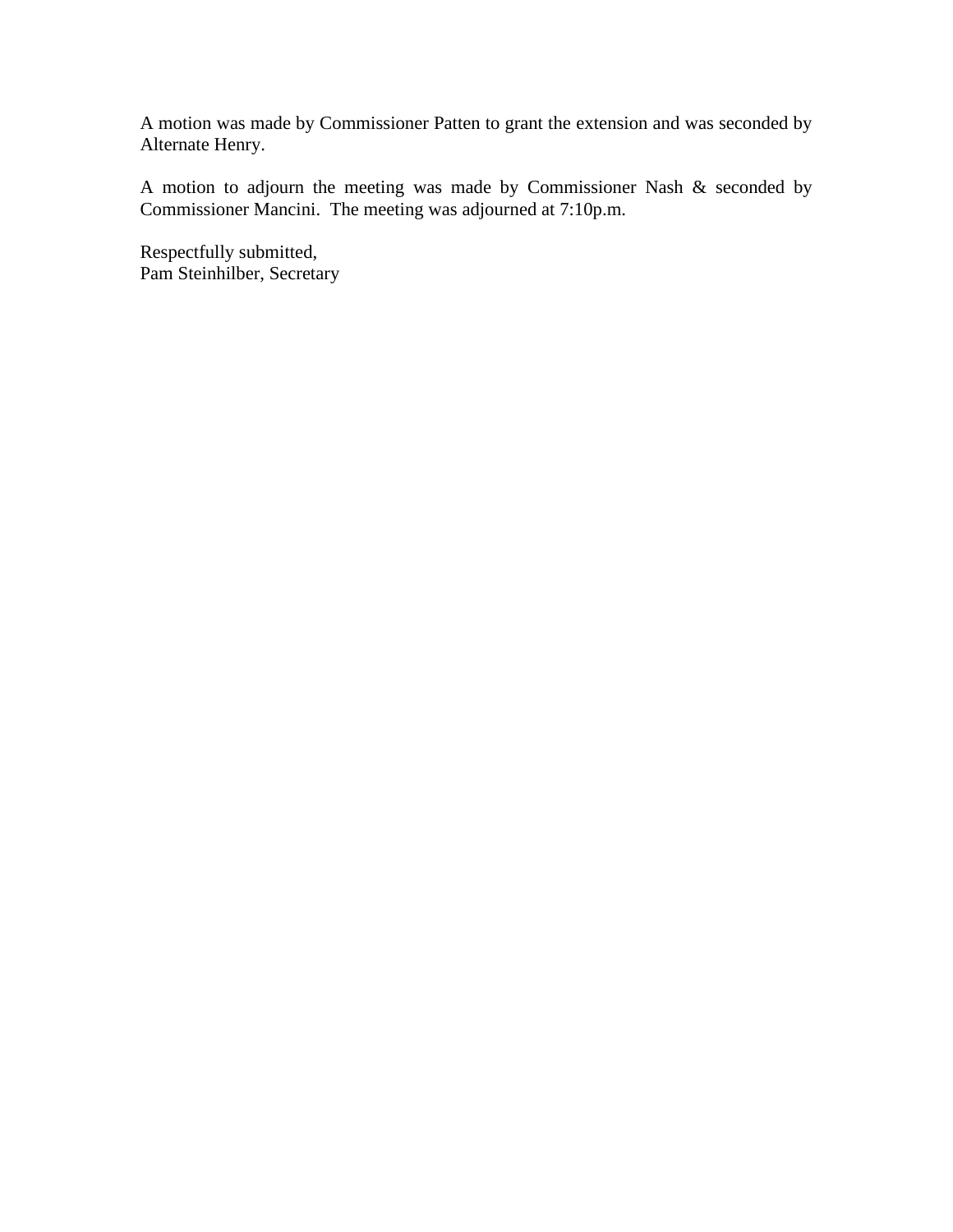A motion was made by Commissioner Patten to grant the extension and was seconded by Alternate Henry.

A motion to adjourn the meeting was made by Commissioner Nash & seconded by Commissioner Mancini. The meeting was adjourned at 7:10p.m.

Respectfully submitted,
Pam Steinhilber, Secretary